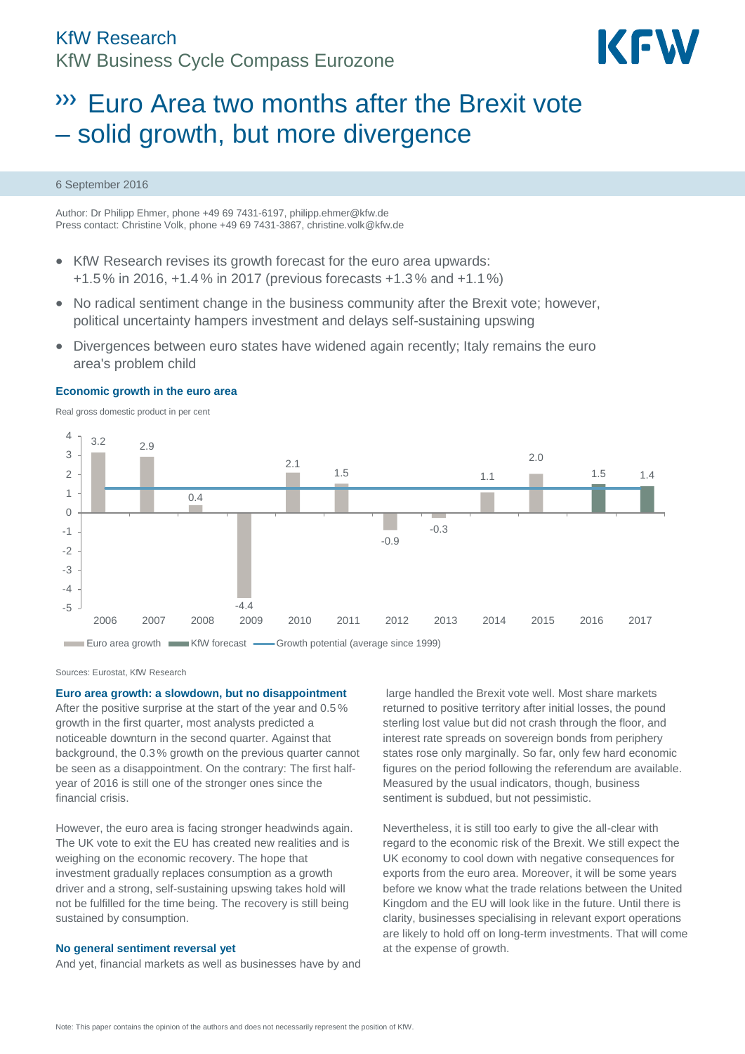KfW Research
KfW Business Cycle Compass Eurozone

# ››› Euro Area two months after the Brexit vote – solid growth, but more divergence

6 September 2016

Author: Dr Philipp Ehmer, phone +49 69 7431-6197, philipp.ehmer@kfw.de
Press contact: Christine Volk, phone +49 69 7431-3867, christine.volk@kfw.de

- KfW Research revises its growth forecast for the euro area upwards: +1.5 % in 2016, +1.4 % in 2017 (previous forecasts +1.3 % and +1.1 %)
- No radical sentiment change in the business community after the Brexit vote; however, political uncertainty hampers investment and delays self-sustaining upswing
- Divergences between euro states have widened again recently; Italy remains the euro area's problem child

**Economic growth in the euro area**

Real gross domestic product in per cent

| Year | Euro area growth | KfW forecast |
|---|---|---|
| 2006 | 3.2 | |
| 2007 | 2.9 | |
| 2008 | 0.4 | |
| 2009 | -4.4 | |
| 2010 | 2.1 | |
| 2011 | 1.5 | |
| 2012 | -0.9 | |
| 2013 | -0.3 | |
| 2014 | 1.1 | |
| 2015 | 2.0 | |
| 2016 | | 1.5 |
| 2017 | | 1.4 |

Euro area growth · KfW forecast · Growth potential (average since 1999)

Sources: Eurostat, KfW Research

### Euro area growth: a slowdown, but no disappointment

After the positive surprise at the start of the year and 0.5 % growth in the first quarter, most analysts predicted a noticeable downturn in the second quarter. Against that background, the 0.3 % growth on the previous quarter cannot be seen as a disappointment. On the contrary: The first half-year of 2016 is still one of the stronger ones since the financial crisis.

However, the euro area is facing stronger headwinds again. The UK vote to exit the EU has created new realities and is weighing on the economic recovery. The hope that investment gradually replaces consumption as a growth driver and a strong, self-sustaining upswing takes hold will not be fulfilled for the time being. The recovery is still being sustained by consumption.

### No general sentiment reversal yet

And yet, financial markets as well as businesses have by and large handled the Brexit vote well. Most share markets returned to positive territory after initial losses, the pound sterling lost value but did not crash through the floor, and interest rate spreads on sovereign bonds from periphery states rose only marginally. So far, only few hard economic figures on the period following the referendum are available. Measured by the usual indicators, though, business sentiment is subdued, but not pessimistic.

Nevertheless, it is still too early to give the all-clear with regard to the economic risk of the Brexit. We still expect the UK economy to cool down with negative consequences for exports from the euro area. Moreover, it will be some years before we know what the trade relations between the United Kingdom and the EU will look like in the future. Until there is clarity, businesses specialising in relevant export operations are likely to hold off on long-term investments. That will come at the expense of growth.

Note: This paper contains the opinion of the authors and does not necessarily represent the position of KfW.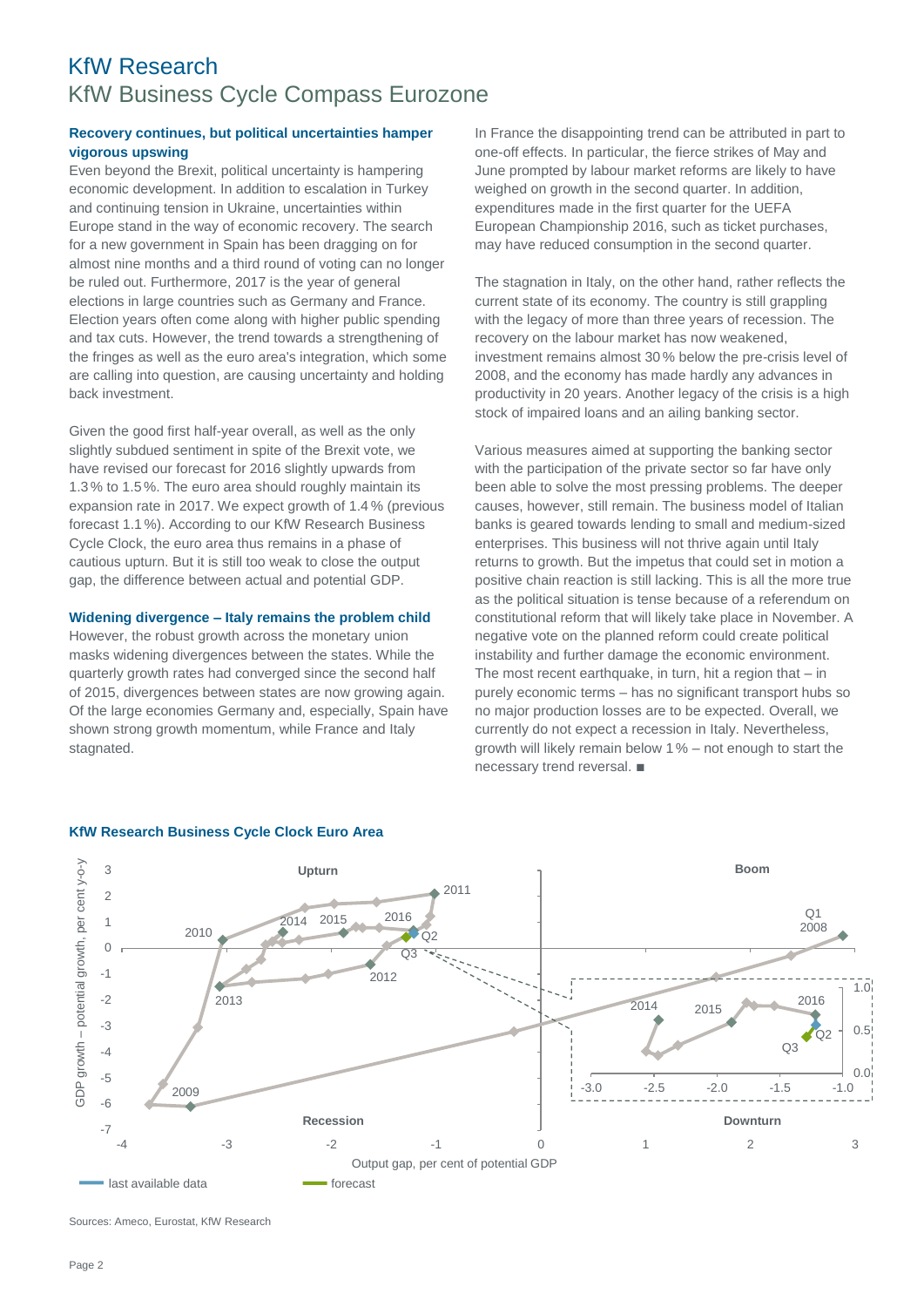# KfW Research
## KfW Business Cycle Compass Eurozone

### Recovery continues, but political uncertainties hamper vigorous upswing

Even beyond the Brexit, political uncertainty is hampering economic development. In addition to escalation in Turkey and continuing tension in Ukraine, uncertainties within Europe stand in the way of economic recovery. The search for a new government in Spain has been dragging on for almost nine months and a third round of voting can no longer be ruled out. Furthermore, 2017 is the year of general elections in large countries such as Germany and France. Election years often come along with higher public spending and tax cuts. However, the trend towards a strengthening of the fringes as well as the euro area's integration, which some are calling into question, are causing uncertainty and holding back investment.

Given the good first half-year overall, as well as the only slightly subdued sentiment in spite of the Brexit vote, we have revised our forecast for 2016 slightly upwards from 1.3 % to 1.5 %. The euro area should roughly maintain its expansion rate in 2017. We expect growth of 1.4 % (previous forecast 1.1 %). According to our KfW Research Business Cycle Clock, the euro area thus remains in a phase of cautious upturn. But it is still too weak to close the output gap, the difference between actual and potential GDP.

### Widening divergence – Italy remains the problem child

However, the robust growth across the monetary union masks widening divergences between the states. While the quarterly growth rates had converged since the second half of 2015, divergences between states are now growing again. Of the large economies Germany and, especially, Spain have shown strong growth momentum, while France and Italy stagnated.

In France the disappointing trend can be attributed in part to one-off effects. In particular, the fierce strikes of May and June prompted by labour market reforms are likely to have weighed on growth in the second quarter. In addition, expenditures made in the first quarter for the UEFA European Championship 2016, such as ticket purchases, may have reduced consumption in the second quarter.

The stagnation in Italy, on the other hand, rather reflects the current state of its economy. The country is still grappling with the legacy of more than three years of recession. The recovery on the labour market has now weakened, investment remains almost 30 % below the pre-crisis level of 2008, and the economy has made hardly any advances in productivity in 20 years. Another legacy of the crisis is a high stock of impaired loans and an ailing banking sector.

Various measures aimed at supporting the banking sector with the participation of the private sector so far have only been able to solve the most pressing problems. The deeper causes, however, still remain. The business model of Italian banks is geared towards lending to small and medium-sized enterprises. This business will not thrive again until Italy returns to growth. But the impetus that could set in motion a positive chain reaction is still lacking. This is all the more true as the political situation is tense because of a referendum on constitutional reform that will likely take place in November. A negative vote on the planned reform could create political instability and further damage the economic environment. The most recent earthquake, in turn, hit a region that – in purely economic terms – has no significant transport hubs so no major production losses are to be expected. Overall, we currently do not expect a recession in Italy. Nevertheless, growth will likely remain below 1 % – not enough to start the necessary trend reversal. ■

### KfW Research Business Cycle Clock Euro Area

Upturn
Boom
Recession
Downturn

GDP growth – potential growth, per cent y-o-y
Output gap, per cent of potential GDP

2009, 2010, 2011, 2012, 2013, 2014, 2015, 2016, Q2, Q3, Q1 2008

Inset: 2014, 2015, 2016, Q2, Q3

last available data
forecast

Sources: Ameco, Eurostat, KfW Research